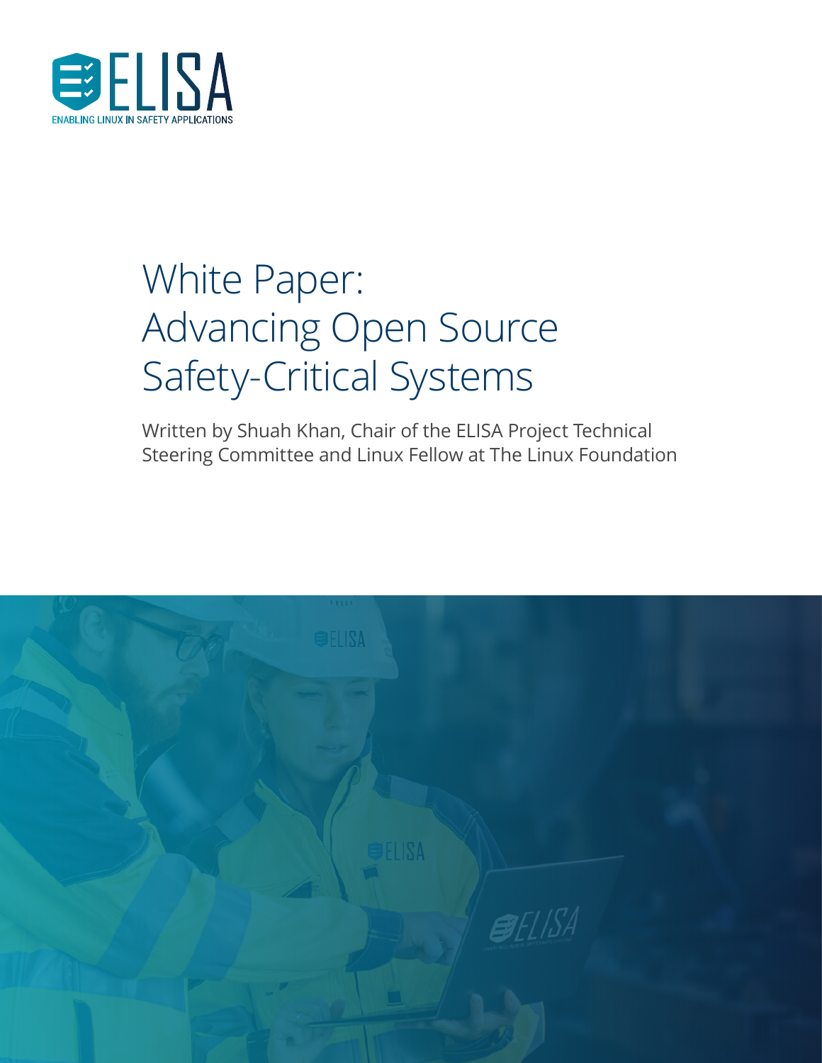ELISA

ENABLING LINUX IN SAFETY APPLICATIONS

# White Paper: Advancing Open Source Safety-Critical Systems

Written by Shuah Khan, Chair of the ELISA Project Technical Steering Committee and Linux Fellow at The Linux Foundation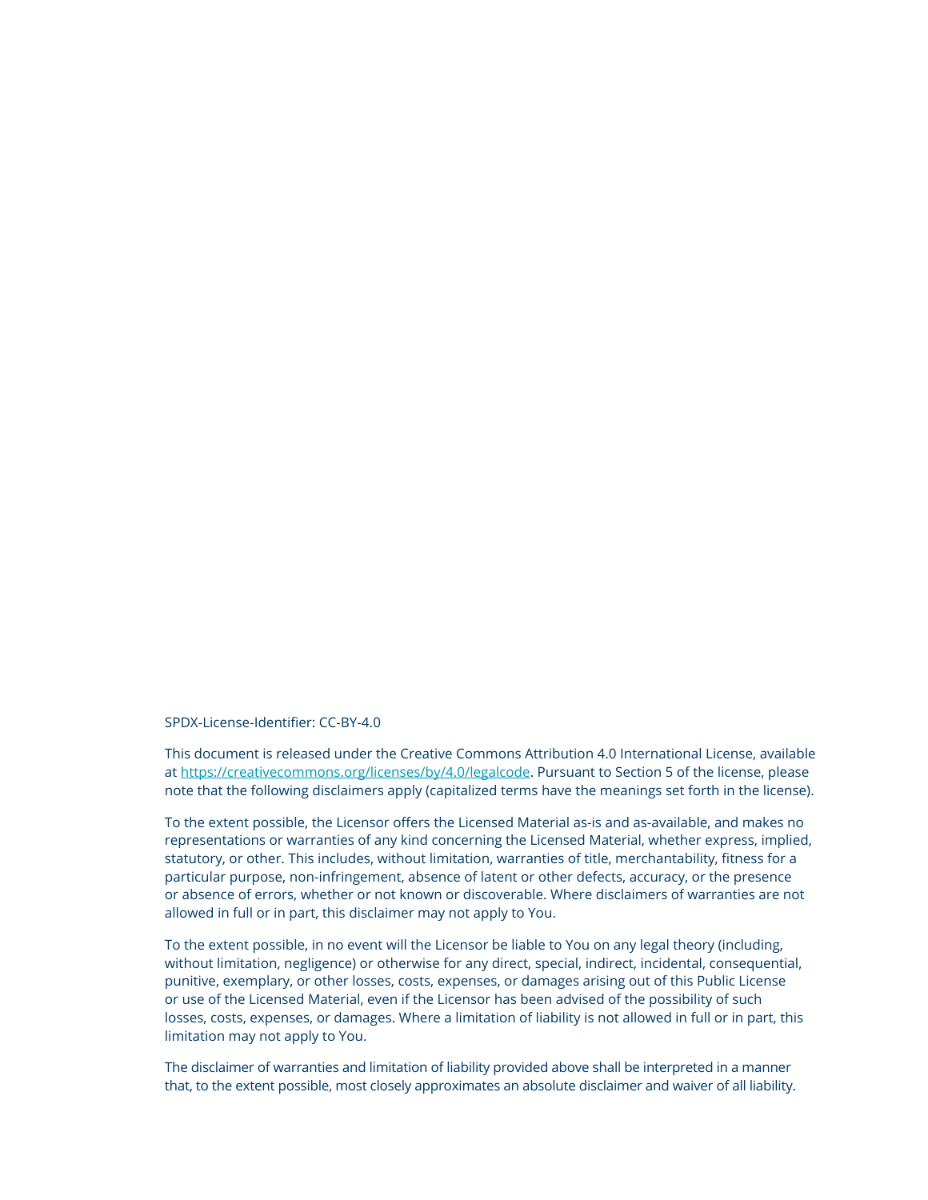SPDX-License-Identifier: CC-BY-4.0

This document is released under the Creative Commons Attribution 4.0 International License, available at [https://creativecommons.org/licenses/by/4.0/legalcode](https://creativecommons.org/licenses/by/4.0/legalcode). Pursuant to Section 5 of the license, please note that the following disclaimers apply (capitalized terms have the meanings set forth in the license).

To the extent possible, the Licensor offers the Licensed Material as-is and as-available, and makes no representations or warranties of any kind concerning the Licensed Material, whether express, implied, statutory, or other. This includes, without limitation, warranties of title, merchantability, fitness for a particular purpose, non-infringement, absence of latent or other defects, accuracy, or the presence or absence of errors, whether or not known or discoverable. Where disclaimers of warranties are not allowed in full or in part, this disclaimer may not apply to You.

To the extent possible, in no event will the Licensor be liable to You on any legal theory (including, without limitation, negligence) or otherwise for any direct, special, indirect, incidental, consequential, punitive, exemplary, or other losses, costs, expenses, or damages arising out of this Public License or use of the Licensed Material, even if the Licensor has been advised of the possibility of such losses, costs, expenses, or damages. Where a limitation of liability is not allowed in full or in part, this limitation may not apply to You.

The disclaimer of warranties and limitation of liability provided above shall be interpreted in a manner that, to the extent possible, most closely approximates an absolute disclaimer and waiver of all liability.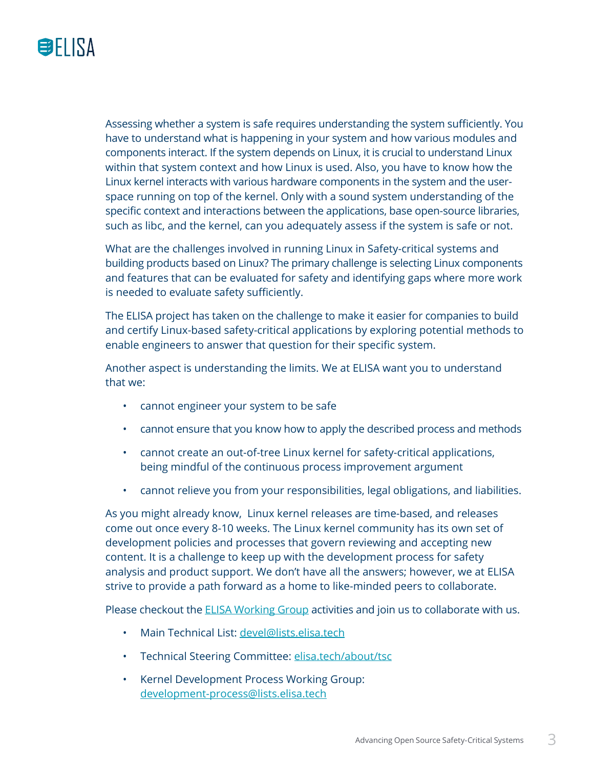Assessing whether a system is safe requires understanding the system sufficiently. You have to understand what is happening in your system and how various modules and components interact. If the system depends on Linux, it is crucial to understand Linux within that system context and how Linux is used. Also, you have to know how the Linux kernel interacts with various hardware components in the system and the user-space running on top of the kernel. Only with a sound system understanding of the specific context and interactions between the applications, base open-source libraries, such as libc, and the kernel, can you adequately assess if the system is safe or not.

What are the challenges involved in running Linux in Safety-critical systems and building products based on Linux? The primary challenge is selecting Linux components and features that can be evaluated for safety and identifying gaps where more work is needed to evaluate safety sufficiently.

The ELISA project has taken on the challenge to make it easier for companies to build and certify Linux-based safety-critical applications by exploring potential methods to enable engineers to answer that question for their specific system.

Another aspect is understanding the limits. We at ELISA want you to understand that we:

- cannot engineer your system to be safe
- cannot ensure that you know how to apply the described process and methods
- cannot create an out-of-tree Linux kernel for safety-critical applications, being mindful of the continuous process improvement argument
- cannot relieve you from your responsibilities, legal obligations, and liabilities.

As you might already know, Linux kernel releases are time-based, and releases come out once every 8-10 weeks. The Linux kernel community has its own set of development policies and processes that govern reviewing and accepting new content. It is a challenge to keep up with the development process for safety analysis and product support. We don't have all the answers; however, we at ELISA strive to provide a path forward as a home to like-minded peers to collaborate.

Please checkout the [ELISA Working Group](#) activities and join us to collaborate with us.

- Main Technical List: [devel@lists.elisa.tech](mailto:devel@lists.elisa.tech)
- Technical Steering Committee: [elisa.tech/about/tsc](https://elisa.tech/about/tsc)
- Kernel Development Process Working Group: [development-process@lists.elisa.tech](mailto:development-process@lists.elisa.tech)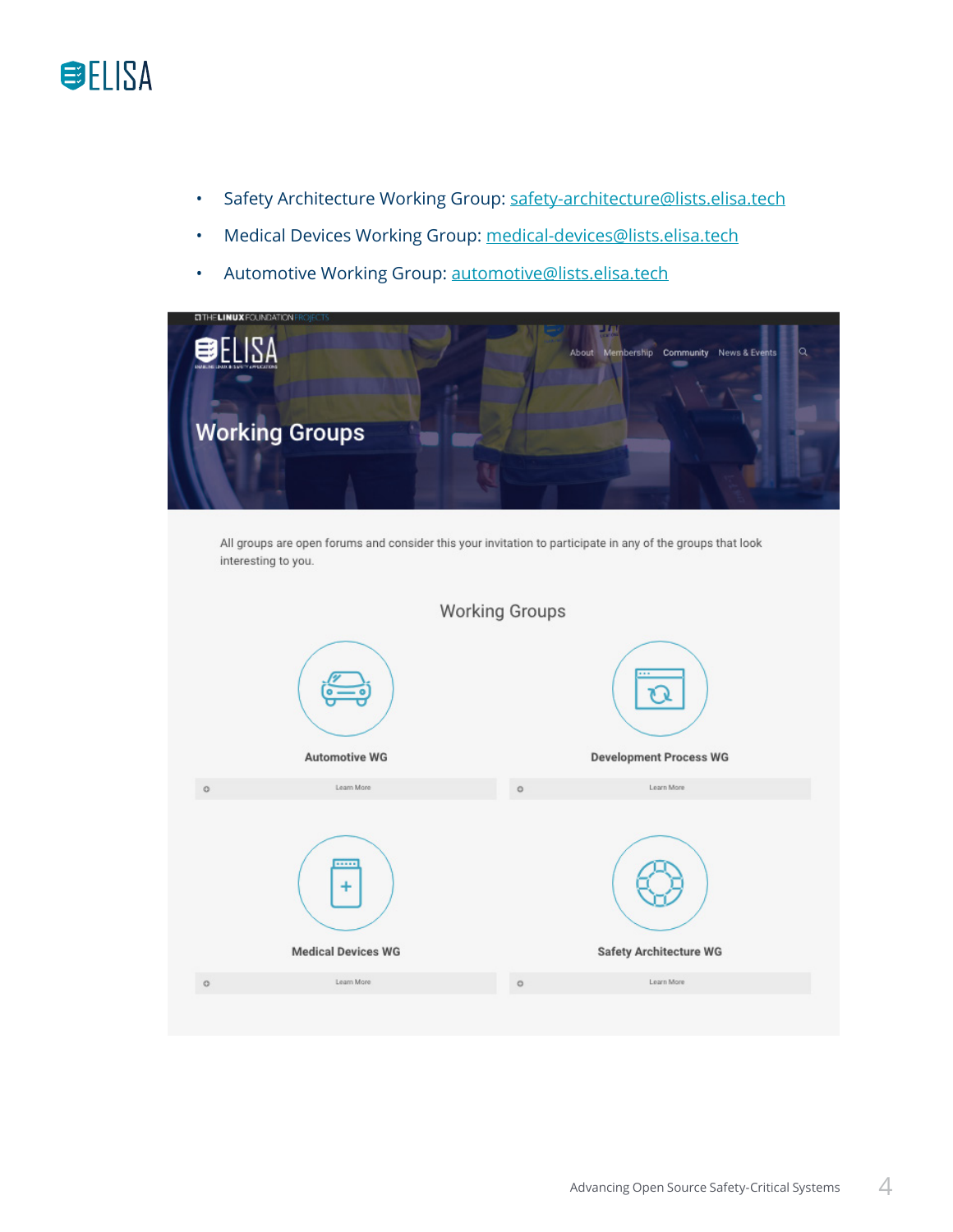- Safety Architecture Working Group: safety-architecture@lists.elisa.tech
- Medical Devices Working Group: medical-devices@lists.elisa.tech
- Automotive Working Group: automotive@lists.elisa.tech

ELISA

About Membership Community News & Events

# Working Groups

All groups are open forums and consider this your invitation to participate in any of the groups that look interesting to you.

## Working Groups

**Automotive WG**

Learn More

**Development Process WG**

Learn More

**Medical Devices WG**

Learn More

**Safety Architecture WG**

Learn More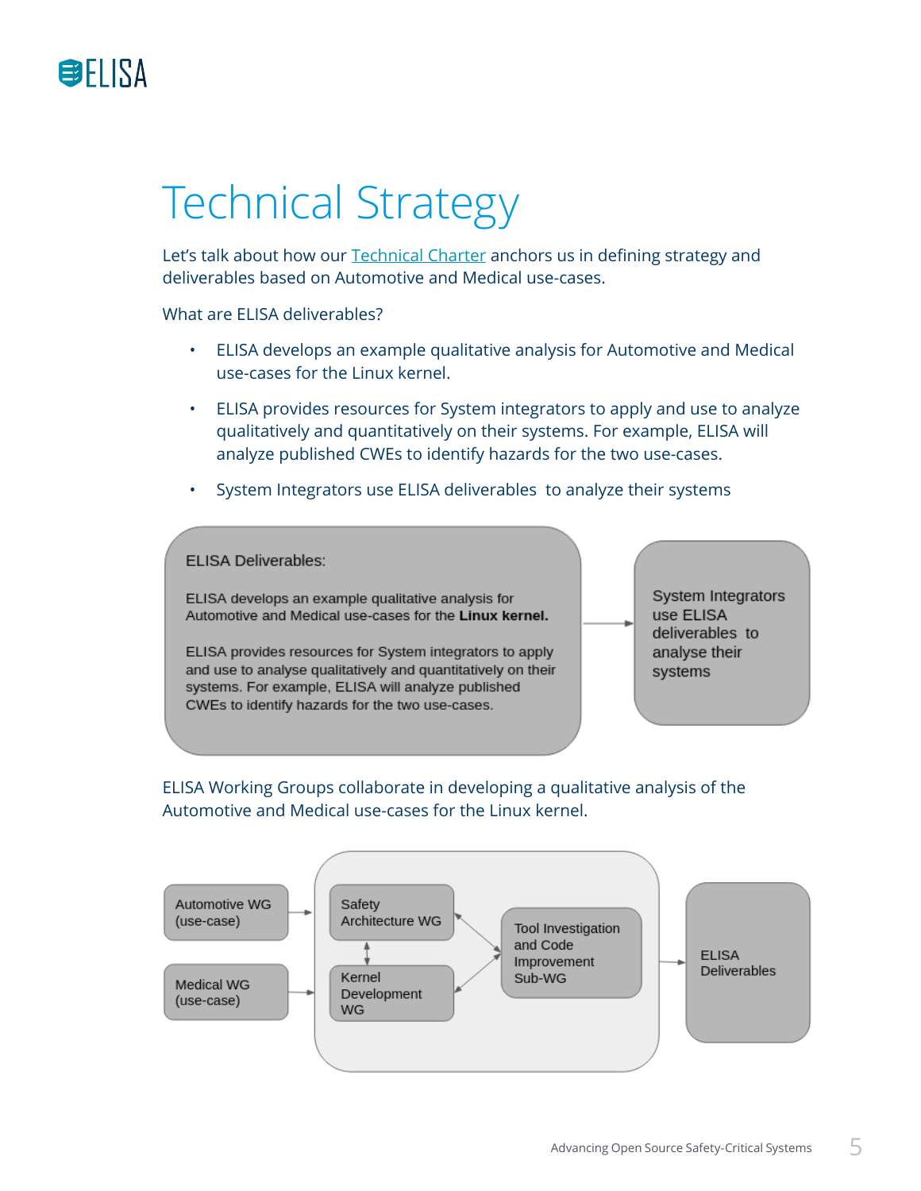# Technical Strategy

Let's talk about how our Technical Charter anchors us in defining strategy and deliverables based on Automotive and Medical use-cases.

What are ELISA deliverables?

- ELISA develops an example qualitative analysis for Automotive and Medical use-cases for the Linux kernel.
- ELISA provides resources for System integrators to apply and use to analyze qualitatively and quantitatively on their systems. For example, ELISA will analyze published CWEs to identify hazards for the two use-cases.
- System Integrators use ELISA deliverables to analyze their systems

ELISA Deliverables:

ELISA develops an example qualitative analysis for Automotive and Medical use-cases for the **Linux kernel.**

ELISA provides resources for System integrators to apply and use to analyse qualitatively and quantitatively on their systems. For example, ELISA will analyze published CWEs to identify hazards for the two use-cases.

→ System Integrators use ELISA deliverables to analyse their systems

ELISA Working Groups collaborate in developing a qualitative analysis of the Automotive and Medical use-cases for the Linux kernel.

Automotive WG (use-case)

Medical WG (use-case)

Safety Architecture WG

Kernel Development WG

Tool Investigation and Code Improvement Sub-WG

→ ELISA Deliverables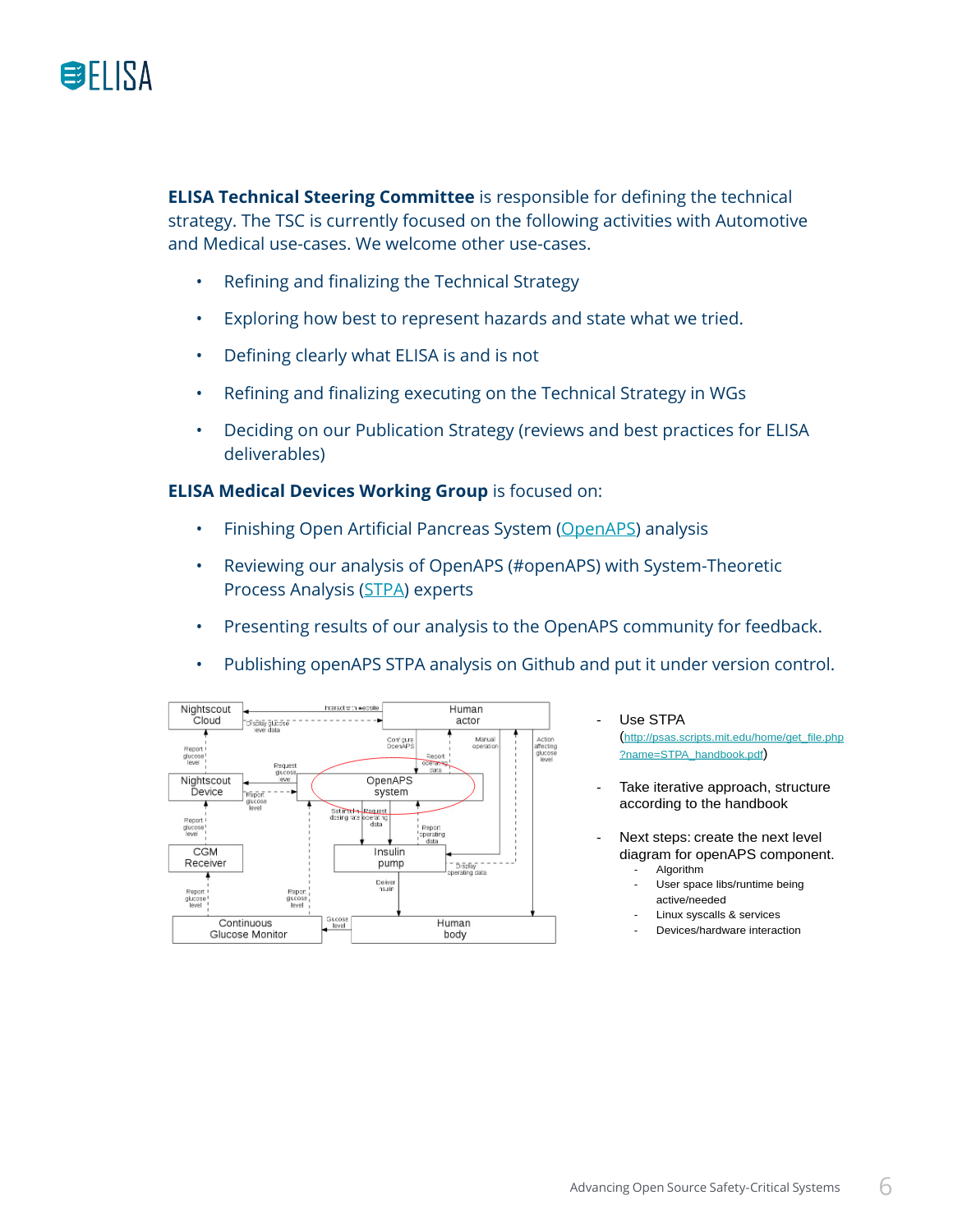**ELISA Technical Steering Committee** is responsible for defining the technical strategy. The TSC is currently focused on the following activities with Automotive and Medical use-cases. We welcome other use-cases.

- Refining and finalizing the Technical Strategy
- Exploring how best to represent hazards and state what we tried.
- Defining clearly what ELISA is and is not
- Refining and finalizing executing on the Technical Strategy in WGs
- Deciding on our Publication Strategy (reviews and best practices for ELISA deliverables)

**ELISA Medical Devices Working Group** is focused on:

- Finishing Open Artificial Pancreas System (OpenAPS) analysis
- Reviewing our analysis of OpenAPS (#openAPS) with System-Theoretic Process Analysis (STPA) experts
- Presenting results of our analysis to the OpenAPS community for feedback.
- Publishing openAPS STPA analysis on Github and put it under version control.

- Use STPA (http://psas.scripts.mit.edu/home/get_file.php?name=STPA_handbook.pdf)
- Take iterative approach, structure according to the handbook
- Next steps: create the next level diagram for openAPS component.
  - Algorithm
  - User space libs/runtime being active/needed
  - Linux syscalls & services
  - Devices/hardware interaction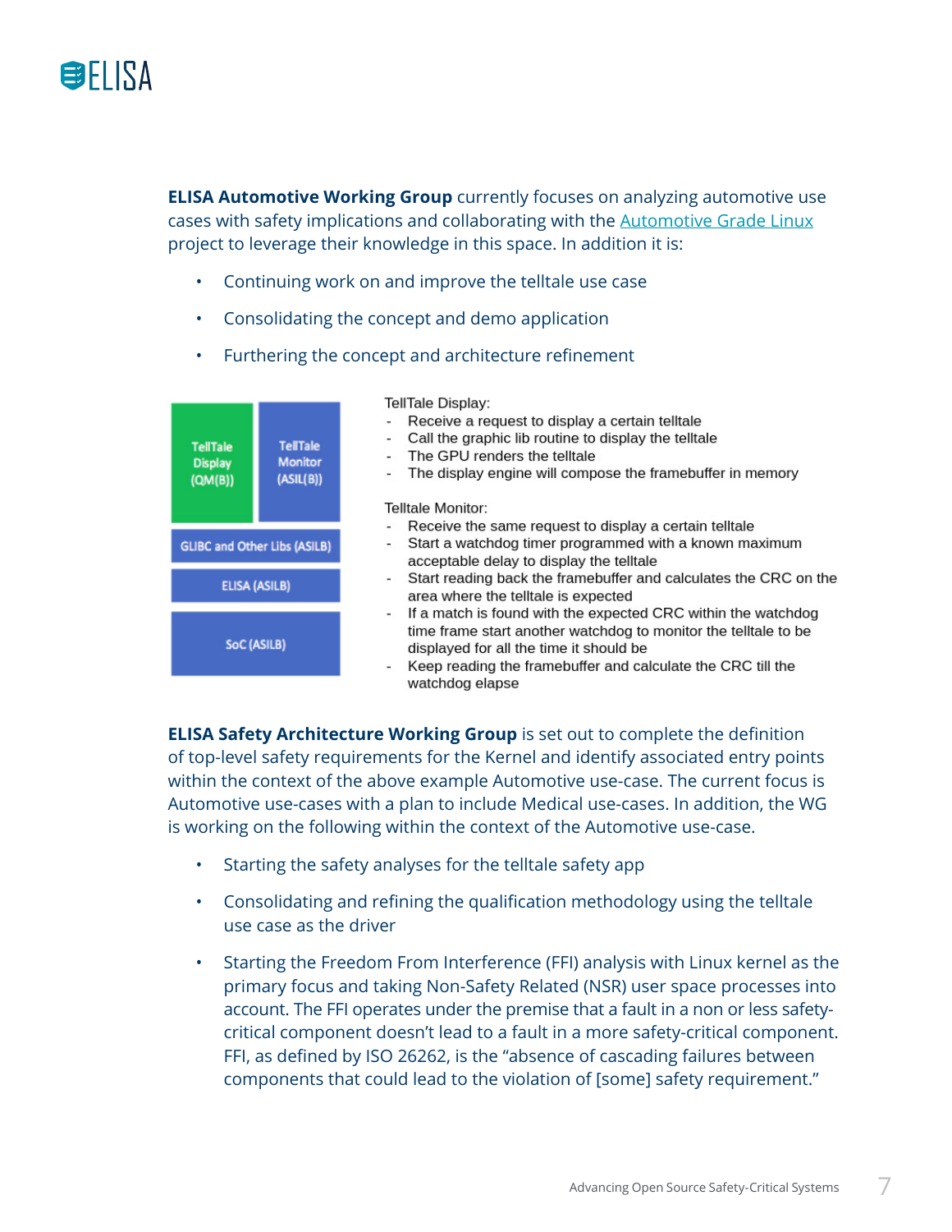**ELISA Automotive Working Group** currently focuses on analyzing automotive use cases with safety implications and collaborating with the Automotive Grade Linux project to leverage their knowledge in this space. In addition it is:

- Continuing work on and improve the telltale use case
- Consolidating the concept and demo application
- Furthering the concept and architecture refinement

| TellTale Display (QM(B)) | TellTale Monitor (ASIL(B)) |
|---|---|
| GLIBC and Other Libs (ASILB) | |
| ELISA (ASILB) | |
| SoC (ASILB) | |

TellTale Display:

- Receive a request to display a certain telltale
- Call the graphic lib routine to display the telltale
- The GPU renders the telltale
- The display engine will compose the framebuffer in memory

Telltale Monitor:

- Receive the same request to display a certain telltale
- Start a watchdog timer programmed with a known maximum acceptable delay to display the telltale
- Start reading back the framebuffer and calculates the CRC on the area where the telltale is expected
- If a match is found with the expected CRC within the watchdog time frame start another watchdog to monitor the telltale to be displayed for all the time it should be
- Keep reading the framebuffer and calculate the CRC till the watchdog elapse

**ELISA Safety Architecture Working Group** is set out to complete the definition of top-level safety requirements for the Kernel and identify associated entry points within the context of the above example Automotive use-case. The current focus is Automotive use-cases with a plan to include Medical use-cases. In addition, the WG is working on the following within the context of the Automotive use-case.

- Starting the safety analyses for the telltale safety app
- Consolidating and refining the qualification methodology using the telltale use case as the driver
- Starting the Freedom From Interference (FFI) analysis with Linux kernel as the primary focus and taking Non-Safety Related (NSR) user space processes into account. The FFI operates under the premise that a fault in a non or less safety-critical component doesn't lead to a fault in a more safety-critical component. FFI, as defined by ISO 26262, is the "absence of cascading failures between components that could lead to the violation of [some] safety requirement."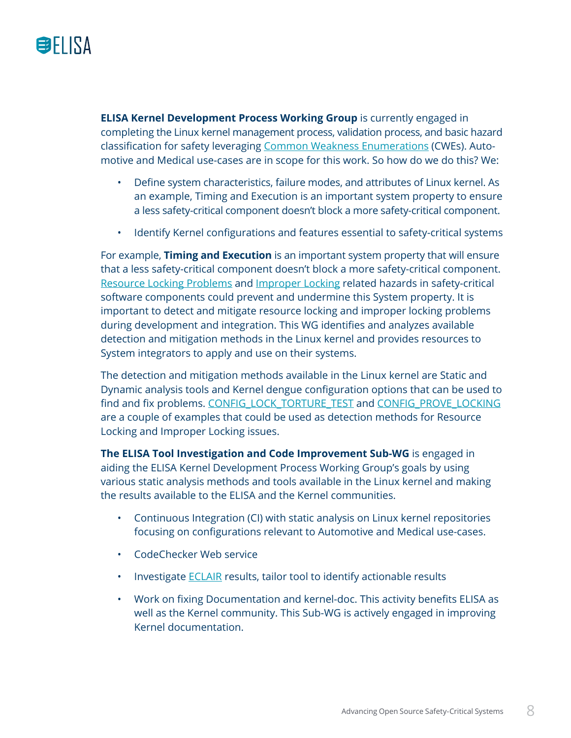**ELISA Kernel Development Process Working Group** is currently engaged in completing the Linux kernel management process, validation process, and basic hazard classification for safety leveraging [Common Weakness Enumerations](#) (CWEs). Automotive and Medical use-cases are in scope for this work. So how do we do this? We:

- Define system characteristics, failure modes, and attributes of Linux kernel. As an example, Timing and Execution is an important system property to ensure a less safety-critical component doesn't block a more safety-critical component.
- Identify Kernel configurations and features essential to safety-critical systems

For example, **Timing and Execution** is an important system property that will ensure that a less safety-critical component doesn't block a more safety-critical component. [Resource Locking Problems](#) and [Improper Locking](#) related hazards in safety-critical software components could prevent and undermine this System property. It is important to detect and mitigate resource locking and improper locking problems during development and integration. This WG identifies and analyzes available detection and mitigation methods in the Linux kernel and provides resources to System integrators to apply and use on their systems.

The detection and mitigation methods available in the Linux kernel are Static and Dynamic analysis tools and Kernel dengue configuration options that can be used to find and fix problems. [CONFIG_LOCK_TORTURE_TEST](#) and [CONFIG_PROVE_LOCKING](#) are a couple of examples that could be used as detection methods for Resource Locking and Improper Locking issues.

**The ELISA Tool Investigation and Code Improvement Sub-WG** is engaged in aiding the ELISA Kernel Development Process Working Group's goals by using various static analysis methods and tools available in the Linux kernel and making the results available to the ELISA and the Kernel communities.

- Continuous Integration (CI) with static analysis on Linux kernel repositories focusing on configurations relevant to Automotive and Medical use-cases.
- CodeChecker Web service
- Investigate [ECLAIR](#) results, tailor tool to identify actionable results
- Work on fixing Documentation and kernel-doc. This activity benefits ELISA as well as the Kernel community. This Sub-WG is actively engaged in improving Kernel documentation.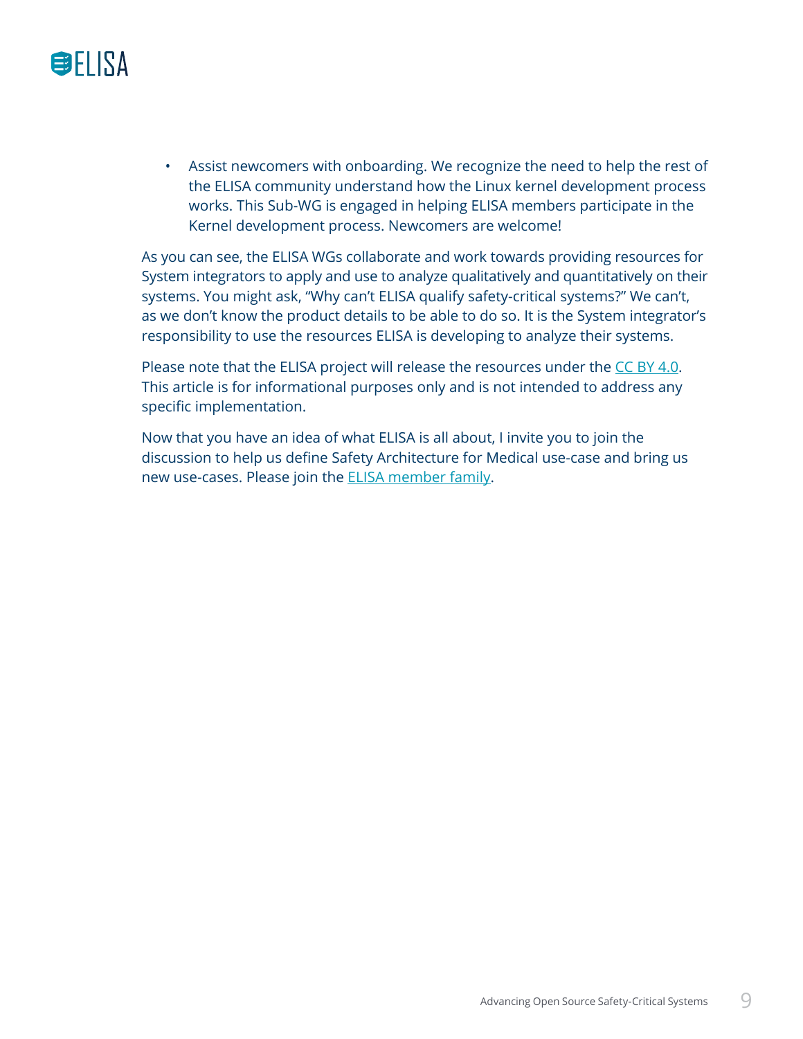- Assist newcomers with onboarding. We recognize the need to help the rest of the ELISA community understand how the Linux kernel development process works. This Sub-WG is engaged in helping ELISA members participate in the Kernel development process. Newcomers are welcome!

As you can see, the ELISA WGs collaborate and work towards providing resources for System integrators to apply and use to analyze qualitatively and quantitatively on their systems. You might ask, "Why can't ELISA qualify safety-critical systems?" We can't, as we don't know the product details to be able to do so. It is the System integrator's responsibility to use the resources ELISA is developing to analyze their systems.

Please note that the ELISA project will release the resources under the CC BY 4.0. This article is for informational purposes only and is not intended to address any specific implementation.

Now that you have an idea of what ELISA is all about, I invite you to join the discussion to help us define Safety Architecture for Medical use-case and bring us new use-cases. Please join the ELISA member family.